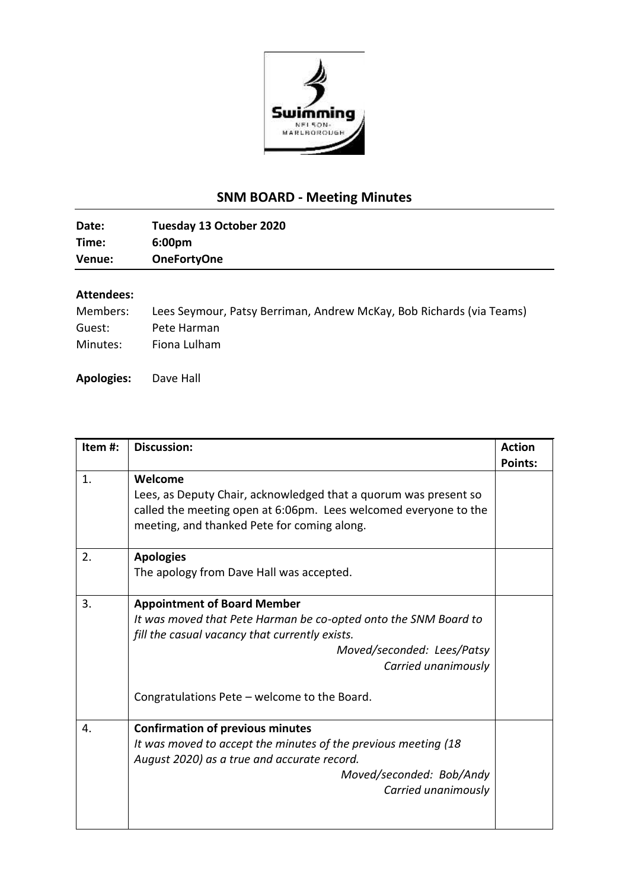## SNM BOARD - Meeting Minutes

| | |
|---|---|
| **Date:** | **Tuesday 13 October 2020** |
| **Time:** | **6:00pm** |
| **Venue:** | **OneFortyOne** |

**Attendees:**

Members: Lees Seymour, Patsy Berriman, Andrew McKay, Bob Richards (via Teams)
Guest: Pete Harman
Minutes: Fiona Lulham

**Apologies:** Dave Hall

| Item #: | Discussion: | Action Points: |
|---|---|---|
| 1. | **Welcome**<br>Lees, as Deputy Chair, acknowledged that a quorum was present so called the meeting open at 6:06pm. Lees welcomed everyone to the meeting, and thanked Pete for coming along. | |
| 2. | **Apologies**<br>The apology from Dave Hall was accepted. | |
| 3. | **Appointment of Board Member**<br>*It was moved that Pete Harman be co-opted onto the SNM Board to fill the casual vacancy that currently exists.*<br>*Moved/seconded: Lees/Patsy*<br>*Carried unanimously*<br><br>Congratulations Pete – welcome to the Board. | |
| 4. | **Confirmation of previous minutes**<br>*It was moved to accept the minutes of the previous meeting (18 August 2020) as a true and accurate record.*<br>*Moved/seconded: Bob/Andy*<br>*Carried unanimously* | |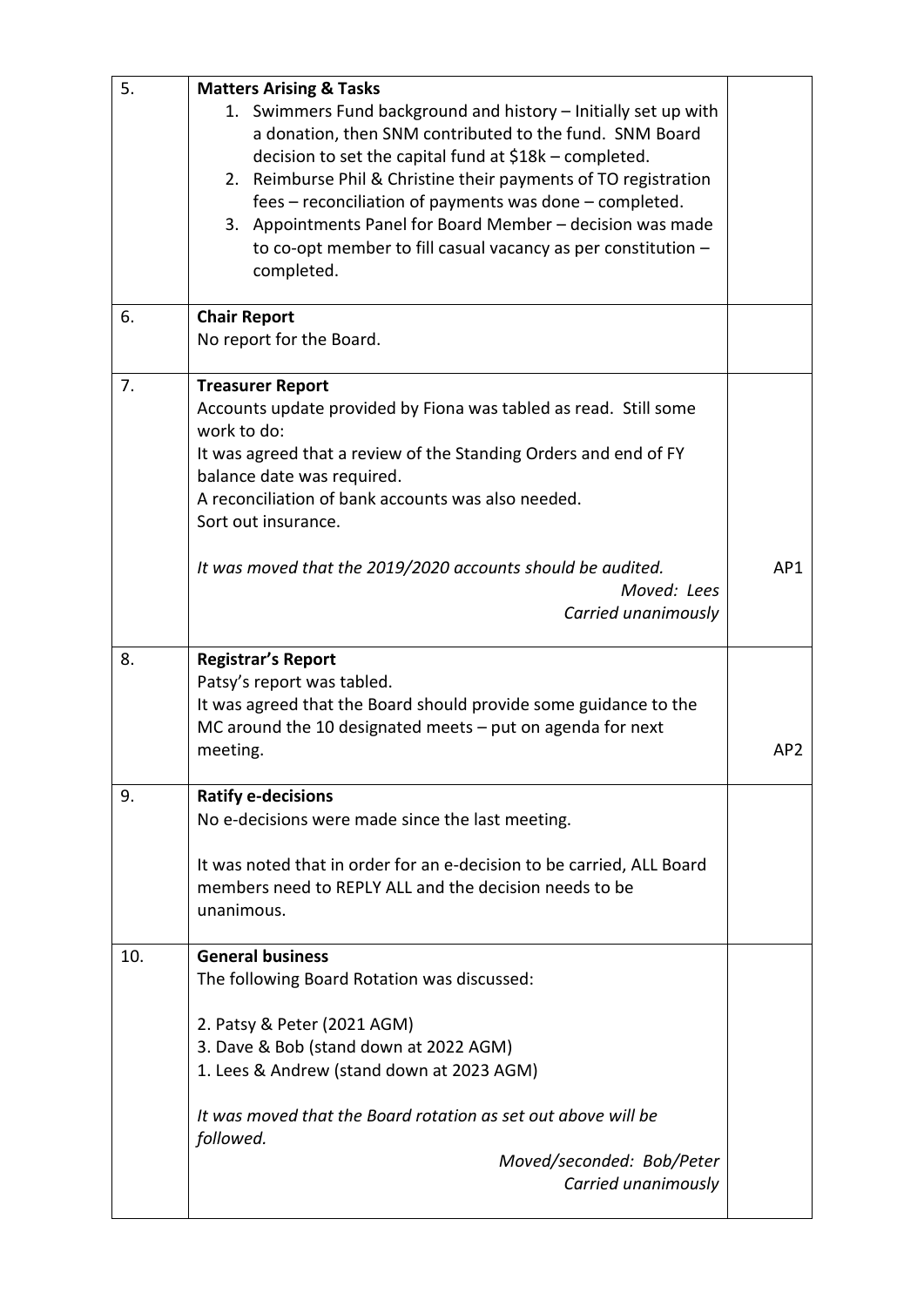| | | |
|---|---|---|
| 5. | **Matters Arising & Tasks**<br>1. Swimmers Fund background and history – Initially set up with a donation, then SNM contributed to the fund. SNM Board decision to set the capital fund at $18k – completed.<br>2. Reimburse Phil & Christine their payments of TO registration fees – reconciliation of payments was done – completed.<br>3. Appointments Panel for Board Member – decision was made to co-opt member to fill casual vacancy as per constitution – completed. | |
| 6. | **Chair Report**<br>No report for the Board. | |
| 7. | **Treasurer Report**<br>Accounts update provided by Fiona was tabled as read. Still some work to do:<br>It was agreed that a review of the Standing Orders and end of FY balance date was required.<br>A reconciliation of bank accounts was also needed.<br>Sort out insurance.<br><br>*It was moved that the 2019/2020 accounts should be audited.*<br>*Moved: Lees*<br>*Carried unanimously* | AP1 |
| 8. | **Registrar's Report**<br>Patsy's report was tabled.<br>It was agreed that the Board should provide some guidance to the MC around the 10 designated meets – put on agenda for next meeting. | AP2 |
| 9. | **Ratify e-decisions**<br>No e-decisions were made since the last meeting.<br><br>It was noted that in order for an e-decision to be carried, ALL Board members need to REPLY ALL and the decision needs to be unanimous. | |
| 10. | **General business**<br>The following Board Rotation was discussed:<br><br>2. Patsy & Peter (2021 AGM)<br>3. Dave & Bob (stand down at 2022 AGM)<br>1. Lees & Andrew (stand down at 2023 AGM)<br><br>*It was moved that the Board rotation as set out above will be followed.*<br>*Moved/seconded: Bob/Peter*<br>*Carried unanimously* | |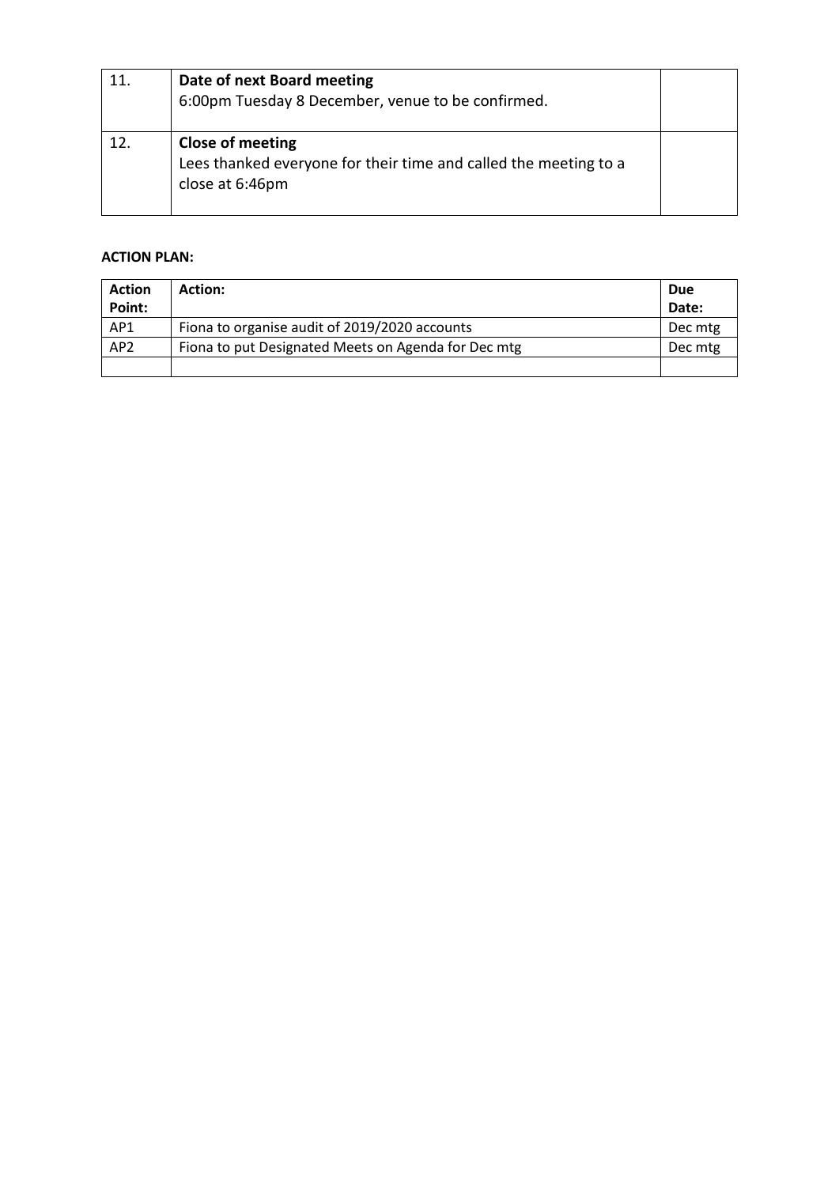| | | |
|---|---|---|
| 11. | **Date of next Board meeting**<br>6:00pm Tuesday 8 December, venue to be confirmed. | |
| 12. | **Close of meeting**<br>Lees thanked everyone for their time and called the meeting to a close at 6:46pm | |

**ACTION PLAN:**

| Action Point: | Action: | Due Date: |
|---|---|---|
| AP1 | Fiona to organise audit of 2019/2020 accounts | Dec mtg |
| AP2 | Fiona to put Designated Meets on Agenda for Dec mtg | Dec mtg |
| | | |